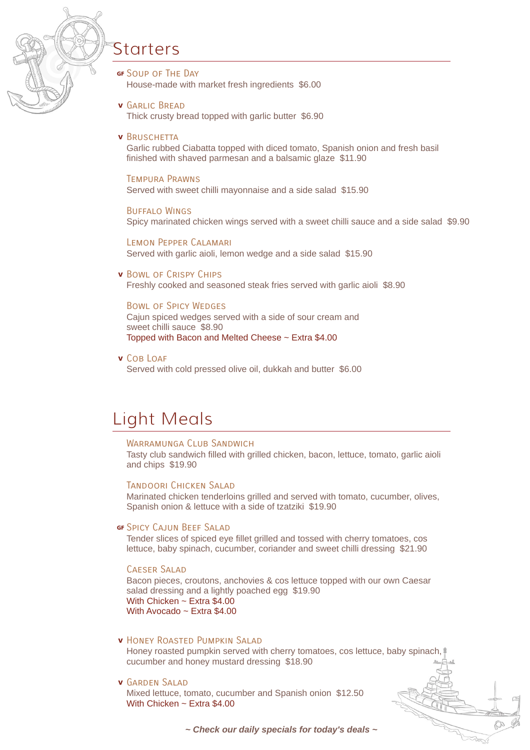# Starters

**GF** **Soup of The Day**
House-made with market fresh ingredients  $6.00

**V** **Garlic Bread**
Thick crusty bread topped with garlic butter  $6.90

**V** **Bruschetta**
Garlic rubbed Ciabatta topped with diced tomato, Spanish onion and fresh basil finished with shaved parmesan and a balsamic glaze  $11.90

**Tempura Prawns**
Served with sweet chilli mayonnaise and a side salad  $15.90

**Buffalo Wings**
Spicy marinated chicken wings served with a sweet chilli sauce and a side salad  $9.90

**Lemon Pepper Calamari**
Served with garlic aioli, lemon wedge and a side salad  $15.90

**V** **Bowl of Crispy Chips**
Freshly cooked and seasoned steak fries served with garlic aioli  $8.90

**Bowl of Spicy Wedges**
Cajun spiced wedges served with a side of sour cream and sweet chilli sauce  $8.90
Topped with Bacon and Melted Cheese ~ Extra $4.00

**V** **Cob Loaf**
Served with cold pressed olive oil, dukkah and butter  $6.00

# Light Meals

**Warramunga Club Sandwich**
Tasty club sandwich filled with grilled chicken, bacon, lettuce, tomato, garlic aioli and chips  $19.90

**Tandoori Chicken Salad**
Marinated chicken tenderloins grilled and served with tomato, cucumber, olives, Spanish onion & lettuce with a side of tzatziki  $19.90

**GF** **Spicy Cajun Beef Salad**
Tender slices of spiced eye fillet grilled and tossed with cherry tomatoes, cos lettuce, baby spinach, cucumber, coriander and sweet chilli dressing  $21.90

**Caeser Salad**
Bacon pieces, croutons, anchovies & cos lettuce topped with our own Caesar salad dressing and a lightly poached egg  $19.90
With Chicken ~ Extra $4.00
With Avocado ~ Extra $4.00

**V** **Honey Roasted Pumpkin Salad**
Honey roasted pumpkin served with cherry tomatoes, cos lettuce, baby spinach, cucumber and honey mustard dressing  $18.90

**V** **Garden Salad**
Mixed lettuce, tomato, cucumber and Spanish onion  $12.50
With Chicken ~ Extra $4.00

***~ Check our daily specials for today's deals ~***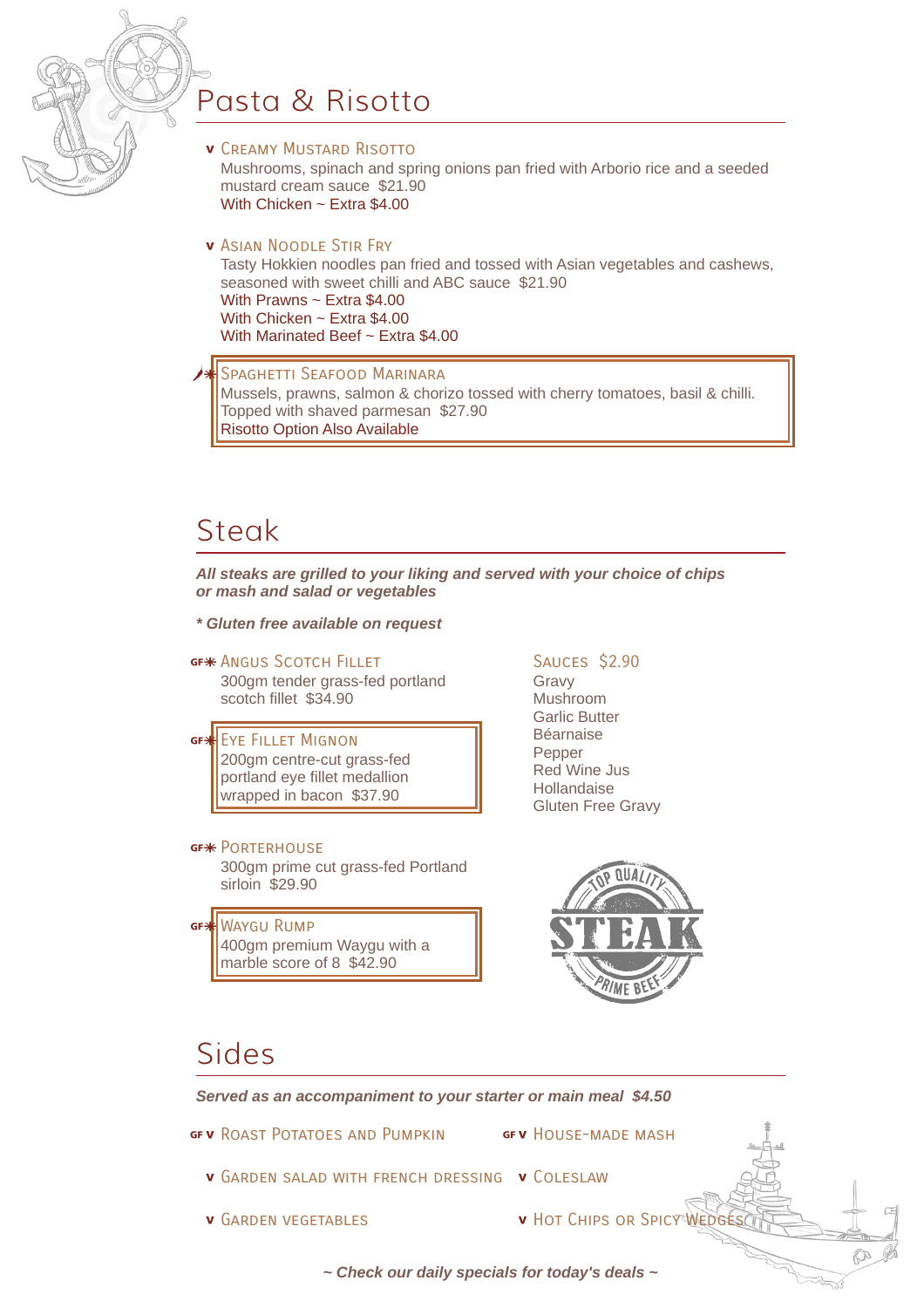# Pasta & Risotto

**v CREAMY MUSTARD RISOTTO**
Mushrooms, spinach and spring onions pan fried with Arborio rice and a seeded mustard cream sauce $21.90
With Chicken ~ Extra $4.00

**v ASIAN NOODLE STIR FRY**
Tasty Hokkien noodles pan fried and tossed with Asian vegetables and cashews, seasoned with sweet chilli and ABC sauce $21.90
With Prawns ~ Extra $4.00
With Chicken ~ Extra $4.00
With Marinated Beef ~ Extra $4.00

**\* SPAGHETTI SEAFOOD MARINARA**
Mussels, prawns, salmon & chorizo tossed with cherry tomatoes, basil & chilli. Topped with shaved parmesan $27.90
Risotto Option Also Available

# Steak

***All steaks are grilled to your liking and served with your choice of chips or mash and salad or vegetables***

***\* Gluten free available on request***

**GF\* ANGUS SCOTCH FILLET**
300gm tender grass-fed portland scotch fillet $34.90

**GF\* EYE FILLET MIGNON**
200gm centre-cut grass-fed portland eye fillet medallion wrapped in bacon $37.90

**GF\* PORTERHOUSE**
300gm prime cut grass-fed Portland sirloin $29.90

**GF\* WAYGU RUMP**
400gm premium Waygu with a marble score of 8 $42.90

**SAUCES $2.90**
Gravy
Mushroom
Garlic Butter
Béarnaise
Pepper
Red Wine Jus
Hollandaise
Gluten Free Gravy

# Sides

***Served as an accompaniment to your starter or main meal $4.50***

- GF v ROAST POTATOES AND PUMPKIN
- GF v HOUSE-MADE MASH
- v GARDEN SALAD WITH FRENCH DRESSING
- v COLESLAW
- v GARDEN VEGETABLES
- v HOT CHIPS OR SPICY WEDGES

***~ Check our daily specials for today's deals ~***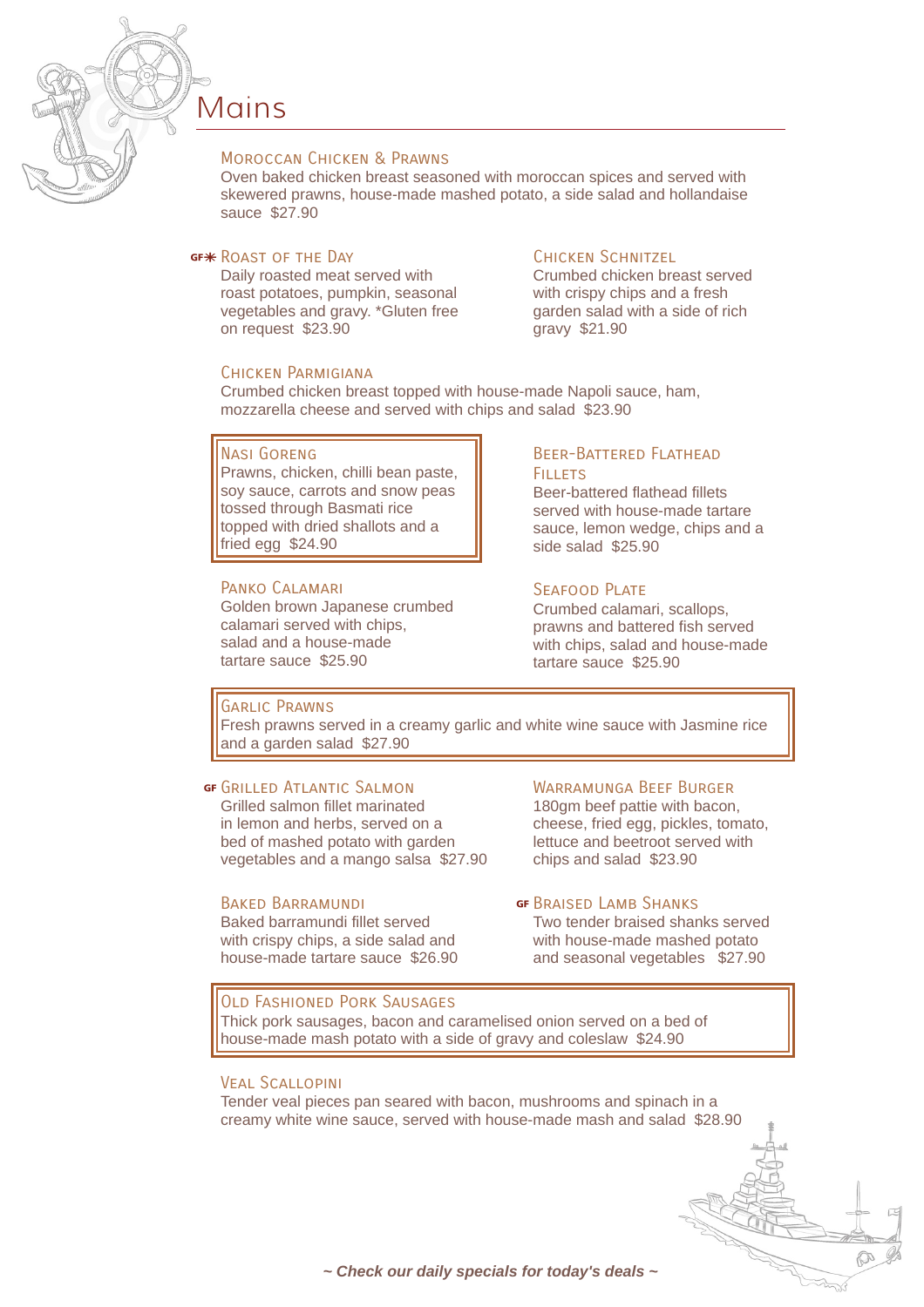# Mains

### Moroccan Chicken & Prawns

Oven baked chicken breast seasoned with moroccan spices and served with skewered prawns, house-made mashed potato, a side salad and hollandaise sauce  $27.90

### GF✳ Roast of the Day

Daily roasted meat served with roast potatoes, pumpkin, seasonal vegetables and gravy. *Gluten free on request  $23.90

### Chicken Schnitzel

Crumbed chicken breast served with crispy chips and a fresh garden salad with a side of rich gravy  $21.90

### Chicken Parmigiana

Crumbed chicken breast topped with house-made Napoli sauce, ham, mozzarella cheese and served with chips and salad  $23.90

### Nasi Goreng

Prawns, chicken, chilli bean paste, soy sauce, carrots and snow peas tossed through Basmati rice topped with dried shallots and a fried egg  $24.90

### Beer-Battered Flathead Fillets

Beer-battered flathead fillets served with house-made tartare sauce, lemon wedge, chips and a side salad  $25.90

### Panko Calamari

Golden brown Japanese crumbed calamari served with chips, salad and a house-made tartare sauce  $25.90

### Seafood Plate

Crumbed calamari, scallops, prawns and battered fish served with chips, salad and house-made tartare sauce  $25.90

### Garlic Prawns

Fresh prawns served in a creamy garlic and white wine sauce with Jasmine rice and a garden salad  $27.90

### GF Grilled Atlantic Salmon

Grilled salmon fillet marinated in lemon and herbs, served on a bed of mashed potato with garden vegetables and a mango salsa  $27.90

### Warramunga Beef Burger

180gm beef pattie with bacon, cheese, fried egg, pickles, tomato, lettuce and beetroot served with chips and salad  $23.90

### Baked Barramundi

Baked barramundi fillet served with crispy chips, a side salad and house-made tartare sauce  $26.90

### GF Braised Lamb Shanks

Two tender braised shanks served with house-made mashed potato and seasonal vegetables  $27.90

### Old Fashioned Pork Sausages

Thick pork sausages, bacon and caramelised onion served on a bed of house-made mash potato with a side of gravy and coleslaw  $24.90

### Veal Scallopini

Tender veal pieces pan seared with bacon, mushrooms and spinach in a creamy white wine sauce, served with house-made mash and salad  $28.90

***~ Check our daily specials for today's deals ~***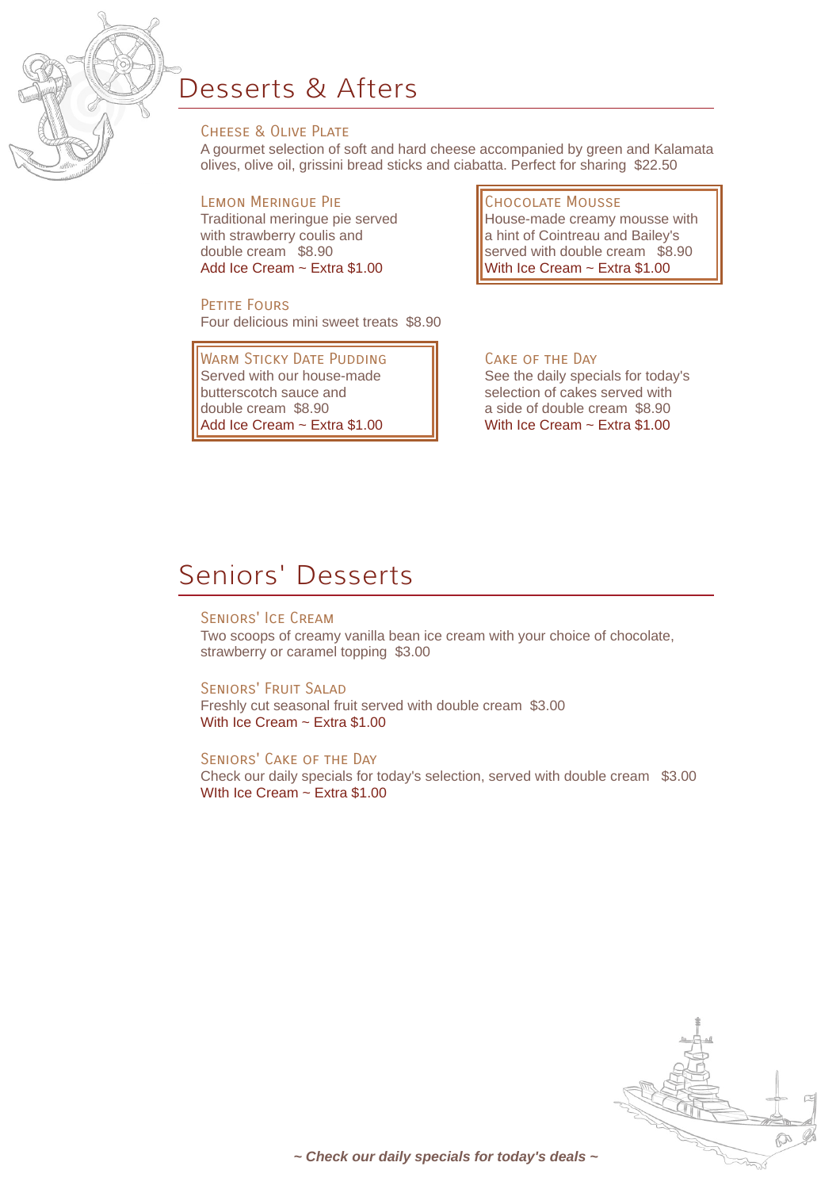# Desserts & Afters

### Cheese & Olive Plate

A gourmet selection of soft and hard cheese accompanied by green and Kalamata olives, olive oil, grissini bread sticks and ciabatta. Perfect for sharing  $22.50

### Lemon Meringue Pie

Traditional meringue pie served with strawberry coulis and double cream  $8.90
Add Ice Cream ~ Extra $1.00

### Chocolate Mousse

House-made creamy mousse with a hint of Cointreau and Bailey's served with double cream  $8.90
With Ice Cream ~ Extra $1.00

### Petite Fours

Four delicious mini sweet treats  $8.90

### Warm Sticky Date Pudding

Served with our house-made butterscotch sauce and double cream  $8.90
Add Ice Cream ~ Extra $1.00

### Cake of the Day

See the daily specials for today's selection of cakes served with a side of double cream  $8.90
With Ice Cream ~ Extra $1.00

# Seniors' Desserts

### Seniors' Ice Cream

Two scoops of creamy vanilla bean ice cream with your choice of chocolate, strawberry or caramel topping  $3.00

### Seniors' Fruit Salad

Freshly cut seasonal fruit served with double cream  $3.00
With Ice Cream ~ Extra $1.00

### Seniors' Cake of the Day

Check our daily specials for today's selection, served with double cream  $3.00
WIth Ice Cream ~ Extra $1.00

***~ Check our daily specials for today's deals ~***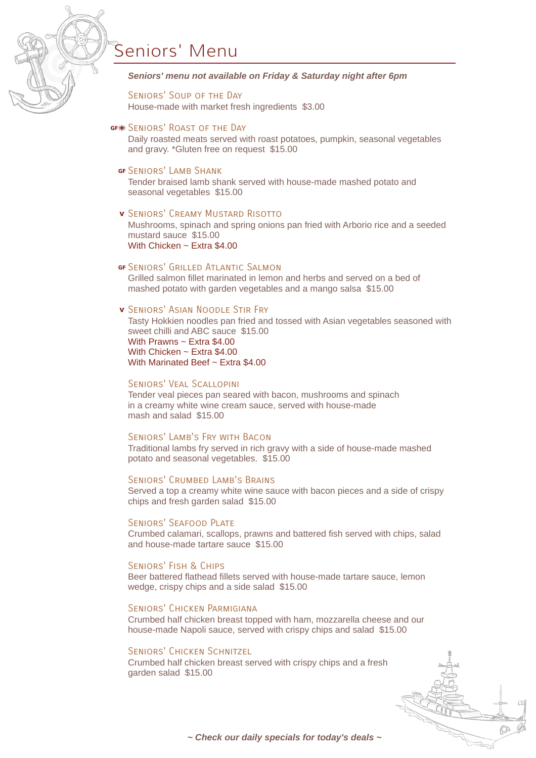# Seniors' Menu

***Seniors' menu not available on Friday & Saturday night after 6pm***

### Seniors' Soup of the Day
House-made with market fresh ingredients $3.00

### GF* Seniors' Roast of the Day
Daily roasted meats served with roast potatoes, pumpkin, seasonal vegetables and gravy. *Gluten free on request $15.00

### GF Seniors' Lamb Shank
Tender braised lamb shank served with house-made mashed potato and seasonal vegetables $15.00

### V Seniors' Creamy Mustard Risotto
Mushrooms, spinach and spring onions pan fried with Arborio rice and a seeded mustard sauce $15.00
With Chicken ~ Extra $4.00

### GF Seniors' Grilled Atlantic Salmon
Grilled salmon fillet marinated in lemon and herbs and served on a bed of mashed potato with garden vegetables and a mango salsa $15.00

### V Seniors' Asian Noodle Stir Fry
Tasty Hokkien noodles pan fried and tossed with Asian vegetables seasoned with sweet chilli and ABC sauce $15.00
With Prawns ~ Extra $4.00
With Chicken ~ Extra $4.00
With Marinated Beef ~ Extra $4.00

### Seniors' Veal Scallopini
Tender veal pieces pan seared with bacon, mushrooms and spinach in a creamy white wine cream sauce, served with house-made mash and salad $15.00

### Seniors' Lamb's Fry with Bacon
Traditional lambs fry served in rich gravy with a side of house-made mashed potato and seasonal vegetables. $15.00

### Seniors' Crumbed Lamb's Brains
Served a top a creamy white wine sauce with bacon pieces and a side of crispy chips and fresh garden salad $15.00

### Seniors' Seafood Plate
Crumbed calamari, scallops, prawns and battered fish served with chips, salad and house-made tartare sauce $15.00

### Seniors' Fish & Chips
Beer battered flathead fillets served with house-made tartare sauce, lemon wedge, crispy chips and a side salad $15.00

### Seniors' Chicken Parmigiana
Crumbed half chicken breast topped with ham, mozzarella cheese and our house-made Napoli sauce, served with crispy chips and salad $15.00

### Seniors' Chicken Schnitzel
Crumbed half chicken breast served with crispy chips and a fresh garden salad $15.00

***~ Check our daily specials for today's deals ~***